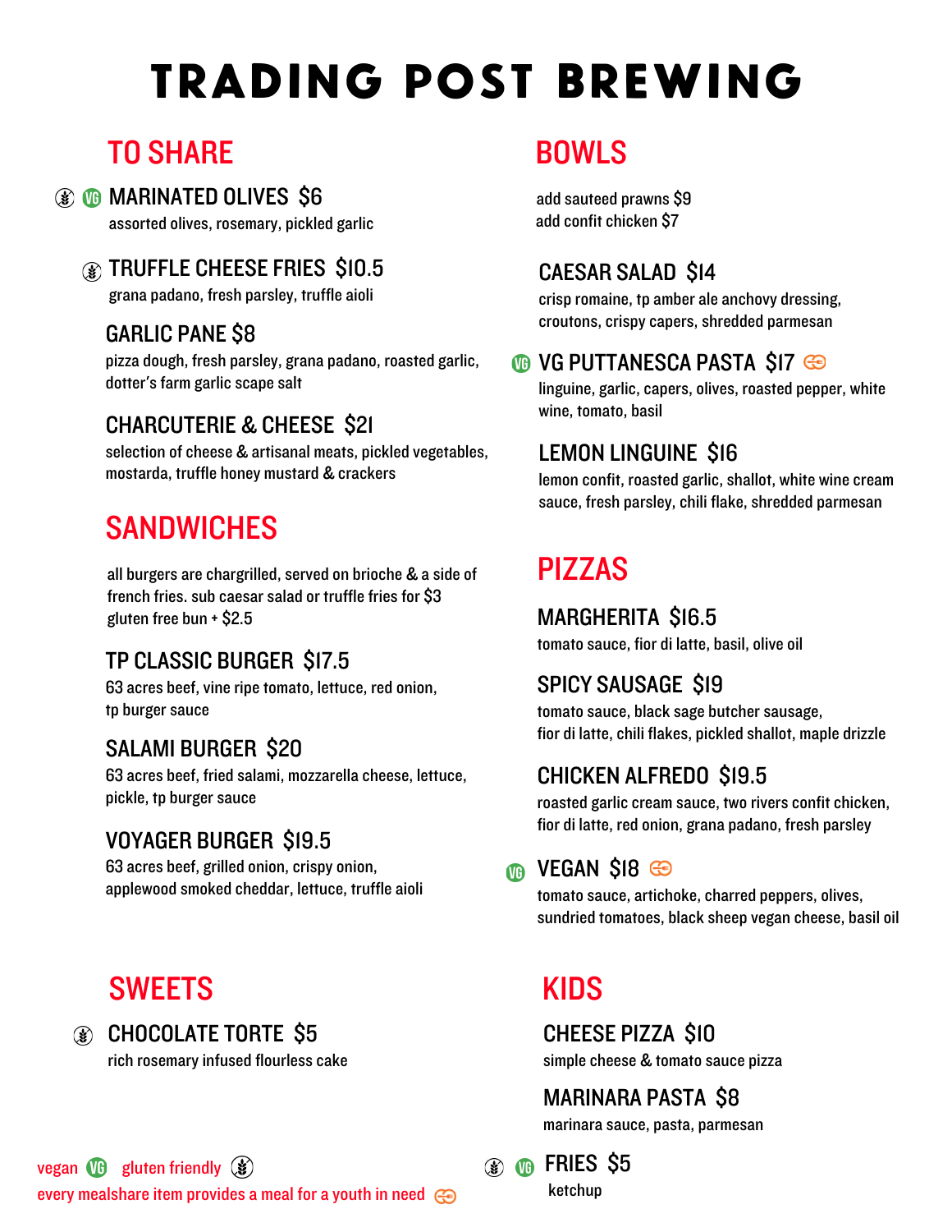# TRADING POST BREWING

## TO SHARE

**MARINATED OLIVES $6** (gluten friendly, vegan)
assorted olives, rosemary, pickled garlic

**TRUFFLE CHEESE FRIES $10.5** (gluten friendly)
grana padano, fresh parsley, truffle aioli

**GARLIC PANE $8**
pizza dough, fresh parsley, grana padano, roasted garlic, dotter's farm garlic scape salt

**CHARCUTERIE & CHEESE $21**
selection of cheese & artisanal meats, pickled vegetables, mostarda, truffle honey mustard & crackers

## SANDWICHES

all burgers are chargrilled, served on brioche & a side of french fries. sub caesar salad or truffle fries for $3
gluten free bun + $2.5

**TP CLASSIC BURGER $17.5**
63 acres beef, vine ripe tomato, lettuce, red onion, tp burger sauce

**SALAMI BURGER $20**
63 acres beef, fried salami, mozzarella cheese, lettuce, pickle, tp burger sauce

**VOYAGER BURGER $19.5**
63 acres beef, grilled onion, crispy onion, applewood smoked cheddar, lettuce, truffle aioli

## SWEETS

**CHOCOLATE TORTE $5** (gluten friendly)
rich rosemary infused flourless cake

## BOWLS

add sauteed prawns $9
add confit chicken $7

**CAESAR SALAD $14**
crisp romaine, tp amber ale anchovy dressing, croutons, crispy capers, shredded parmesan

**VG PUTTANESCA PASTA $17** (vegan, mealshare)
linguine, garlic, capers, olives, roasted pepper, white wine, tomato, basil

**LEMON LINGUINE $16**
lemon confit, roasted garlic, shallot, white wine cream sauce, fresh parsley, chili flake, shredded parmesan

## PIZZAS

**MARGHERITA $16.5**
tomato sauce, fior di latte, basil, olive oil

**SPICY SAUSAGE $19**
tomato sauce, black sage butcher sausage, fior di latte, chili flakes, pickled shallot, maple drizzle

**CHICKEN ALFREDO $19.5**
roasted garlic cream sauce, two rivers confit chicken, fior di latte, red onion, grana padano, fresh parsley

**VEGAN $18** (vegan, mealshare)
tomato sauce, artichoke, charred peppers, olives, sundried tomatoes, black sheep vegan cheese, basil oil

## KIDS

**CHEESE PIZZA $10**
simple cheese & tomato sauce pizza

**MARINARA PASTA $8**
marinara sauce, pasta, parmesan

**FRIES $5** (gluten friendly, vegan)
ketchup

---

vegan (VG) gluten friendly
every mealshare item provides a meal for a youth in need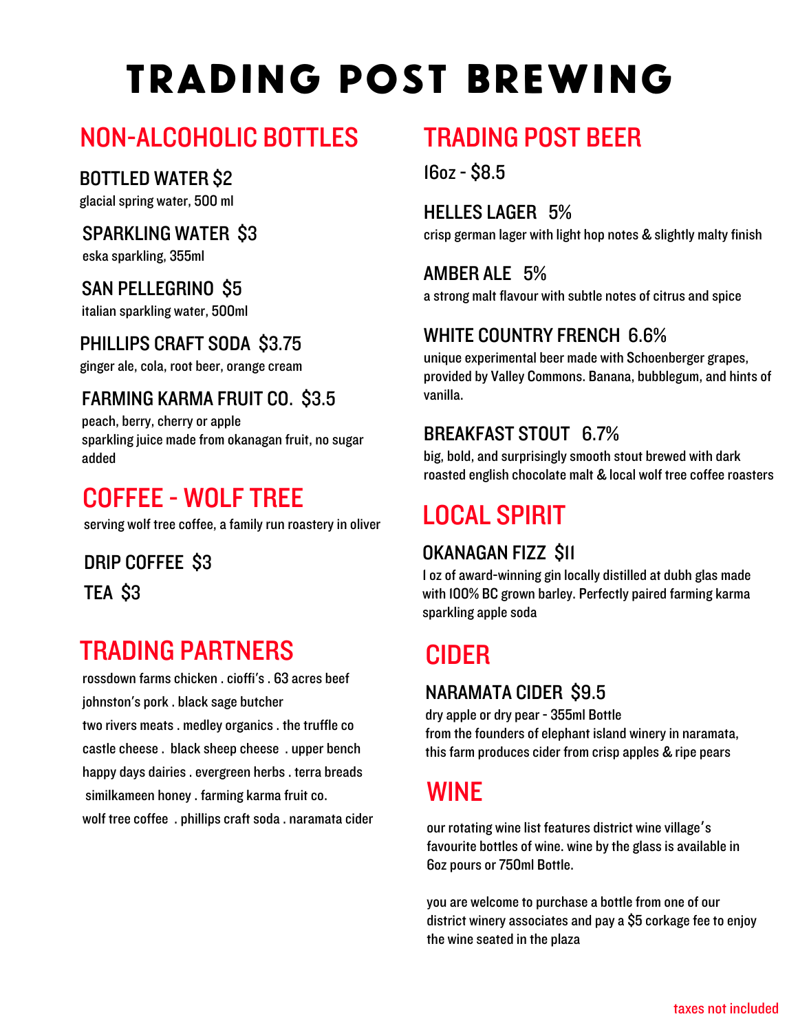# TRADING POST BREWING

## NON-ALCOHOLIC BOTTLES

### BOTTLED WATER $2
glacial spring water, 500 ml

### SPARKLING WATER $3
eska sparkling, 355ml

### SAN PELLEGRINO $5
italian sparkling water, 500ml

### PHILLIPS CRAFT SODA $3.75
ginger ale, cola, root beer, orange cream

### FARMING KARMA FRUIT CO. $3.5
peach, berry, cherry or apple
sparkling juice made from okanagan fruit, no sugar added

## COFFEE - WOLF TREE

serving wolf tree coffee, a family run roastery in oliver

### DRIP COFFEE $3

### TEA $3

## TRADING PARTNERS

rossdown farms chicken . cioffi's . 63 acres beef
johnston's pork . black sage butcher
two rivers meats . medley organics . the truffle co
castle cheese . black sheep cheese . upper bench
happy days dairies . evergreen herbs . terra breads
similkameen honey . farming karma fruit co.
wolf tree coffee . phillips craft soda . naramata cider

## TRADING POST BEER

16oz - $8.5

### HELLES LAGER 5%
crisp german lager with light hop notes & slightly malty finish

### AMBER ALE 5%
a strong malt flavour with subtle notes of citrus and spice

### WHITE COUNTRY FRENCH 6.6%
unique experimental beer made with Schoenberger grapes, provided by Valley Commons. Banana, bubblegum, and hints of vanilla.

### BREAKFAST STOUT 6.7%
big, bold, and surprisingly smooth stout brewed with dark roasted english chocolate malt & local wolf tree coffee roasters

## LOCAL SPIRIT

### OKANAGAN FIZZ $11
1 oz of award-winning gin locally distilled at dubh glas made with 100% BC grown barley. Perfectly paired farming karma sparkling apple soda

## CIDER

### NARAMATA CIDER $9.5
dry apple or dry pear - 355ml Bottle
from the founders of elephant island winery in naramata, this farm produces cider from crisp apples & ripe pears

## WINE

our rotating wine list features district wine village's favourite bottles of wine. wine by the glass is available in 6oz pours or 750ml Bottle.

you are welcome to purchase a bottle from one of our district winery associates and pay a $5 corkage fee to enjoy the wine seated in the plaza

taxes not included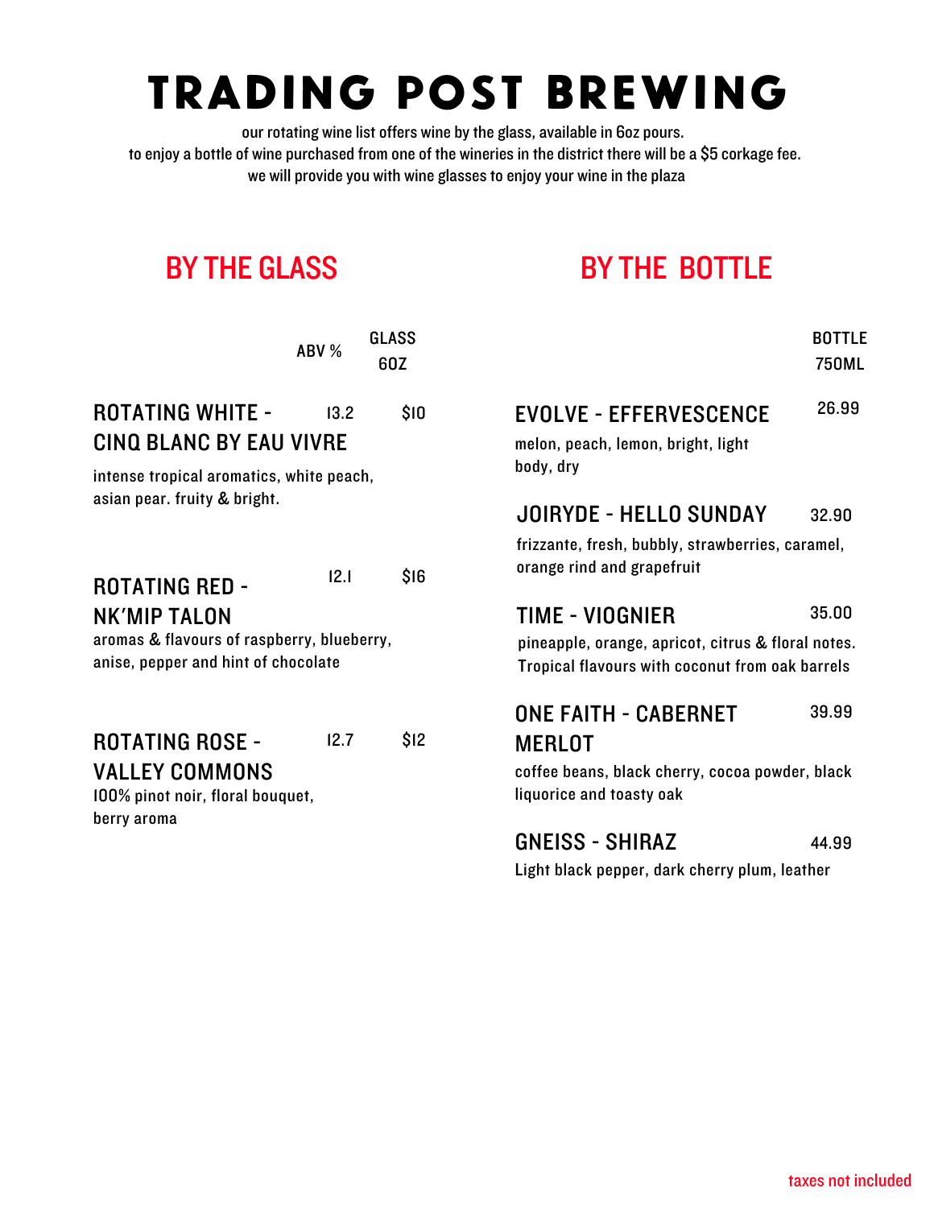# TRADING POST BREWING

our rotating wine list offers wine by the glass, available in 6oz pours.
to enjoy a bottle of wine purchased from one of the wineries in the district there will be a $5 corkage fee.
we will provide you with wine glasses to enjoy your wine in the plaza

## BY THE GLASS

| | ABV % | GLASS 6OZ |
|---|---|---|
| ROTATING WHITE - CINQ BLANC BY EAU VIVRE | 13.2 | $10 |
| ROTATING RED - NK'MIP TALON | 12.1 | $16 |
| ROTATING ROSE - VALLEY COMMONS | 12.7 | $12 |

**ROTATING WHITE - CINQ BLANC BY EAU VIVRE**
intense tropical aromatics, white peach, asian pear. fruity & bright.

**ROTATING RED - NK'MIP TALON**
aromas & flavours of raspberry, blueberry, anise, pepper and hint of chocolate

**ROTATING ROSE - VALLEY COMMONS**
100% pinot noir, floral bouquet, berry aroma

## BY THE BOTTLE

| | BOTTLE 750ML |
|---|---|
| EVOLVE - EFFERVESCENCE | 26.99 |
| JOIRYDE - HELLO SUNDAY | 32.90 |
| TIME - VIOGNIER | 35.00 |
| ONE FAITH - CABERNET MERLOT | 39.99 |
| GNEISS - SHIRAZ | 44.99 |

**EVOLVE - EFFERVESCENCE**
melon, peach, lemon, bright, light body, dry

**JOIRYDE - HELLO SUNDAY**
frizzante, fresh, bubbly, strawberries, caramel, orange rind and grapefruit

**TIME - VIOGNIER**
pineapple, orange, apricot, citrus & floral notes. Tropical flavours with coconut from oak barrels

**ONE FAITH - CABERNET MERLOT**
coffee beans, black cherry, cocoa powder, black liquorice and toasty oak

**GNEISS - SHIRAZ**
Light black pepper, dark cherry plum, leather

taxes not included